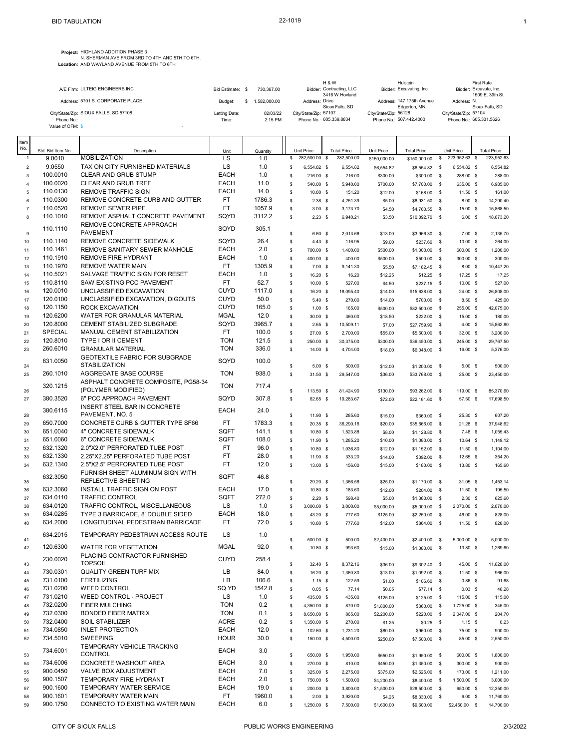BID TABULATION

22-1019

**Project:** HIGHLAND ADDITION PHASE 3
N. SHERMAN AVE FROM 3RD TO 4TH AND 5TH TO 6TH,
**Location:** AND WAYLAND AVENUE FROM 5TH TO 6TH

| | | | | | | | |
|---|---|---|---|---|---|---|---|
| A/E Firm: | ULTEIG ENGINEERS INC | Bid Estimate: | $ 730,367.00 | Bidder: | H & W Contracting, LLC | Hulstein Excavating, Inc. | First Rate Excavate, Inc. |
| Address: | 5701 S. CORPORATE PLACE | Budget: | $ 1,582,000.00 | Address: | 3416 W Hovland Drive | 147 175th Avenue | 1509 E. 39th St. N. |
| City/State/Zip: | SIOUX FALLS, SD 57108 | Letting Date: | 02/03/22 | City/State/Zip: | Sioux Falls, SD 57107 | Edgerton, MN 56128 | Sioux Falls, SD 57104 |
| Phone No.: | | Time: | 2:15 PM | Phone No.: | 605.339.8834 | 507.442.4000 | 605.331.5626 |
| Value of OFM: | $ - | | | | | | |

| Item No. | Std. Bid Item No. | Description | Unit | Quantity | H & W Unit Price | H & W Total Price | Hulstein Unit Price | Hulstein Total Price | First Rate Unit Price | First Rate Total Price |
|---|---|---|---|---|---|---|---|---|---|---|
| 1 | 9.0010 | MOBILIZATION | LS | 1.0 | $ 282,500.00 | $ 282,500.00 | $150,000.00 | $150,000.00 | $ 223,952.63 | $ 223,952.63 |
| 2 | 9.0550 | TAX ON CITY FURNISHED MATERIALS | LS | 1.0 | $ 6,554.82 | $ 6,554.82 | $6,554.82 | $6,554.82 | $ 6,554.82 | $ 6,554.82 |
| 3 | 100.0010 | CLEAR AND GRUB STUMP | EACH | 1.0 | $ 216.00 | $ 216.00 | $300.00 | $300.00 | $ 288.00 | $ 288.00 |
| 4 | 100.0020 | CLEAR AND GRUB TREE | EACH | 11.0 | $ 540.00 | $ 5,940.00 | $700.00 | $7,700.00 | $ 635.00 | $ 6,985.00 |
| 5 | 110.0130 | REMOVE TRAFFIC SIGN | EACH | 14.0 | $ 10.80 | $ 151.20 | $12.00 | $168.00 | $ 11.50 | $ 161.00 |
| 6 | 110.0300 | REMOVE CONCRETE CURB AND GUTTER | FT | 1786.3 | $ 2.38 | $ 4,251.39 | $5.00 | $8,931.50 | $ 8.00 | $ 14,290.40 |
| 7 | 110.0520 | REMOVE SEWER PIPE | FT | 1057.9 | $ 3.00 | $ 3,173.70 | $4.50 | $4,760.55 | $ 15.00 | $ 15,868.50 |
| 8 | 110.1010 | REMOVE ASPHALT CONCRETE PAVEMENT | SQYD | 3112.2 | $ 2.23 | $ 6,940.21 | $3.50 | $10,892.70 | $ 6.00 | $ 18,673.20 |
| 9 | 110.1110 | REMOVE CONCRETE APPROACH PAVEMENT | SQYD | 305.1 | $ 6.60 | $ 2,013.66 | $13.00 | $3,966.30 | $ 7.00 | $ 2,135.70 |
| 10 | 110.1140 | REMOVE CONCRETE SIDEWALK | SQYD | 26.4 | $ 4.43 | $ 116.95 | $9.00 | $237.60 | $ 10.00 | $ 264.00 |
| 11 | 110.1461 | REMOVE SANITARY SEWER MANHOLE | EACH | 2.0 | $ 700.00 | $ 1,400.00 | $500.00 | $1,000.00 | $ 600.00 | $ 1,200.00 |
| 12 | 110.1910 | REMOVE FIRE HYDRANT | EACH | 1.0 | $ 400.00 | $ 400.00 | $500.00 | $500.00 | $ 300.00 | $ 300.00 |
| 13 | 110.1970 | REMOVE WATER MAIN | FT | 1305.9 | $ 7.00 | $ 9,141.30 | $5.50 | $7,182.45 | $ 8.00 | $ 10,447.20 |
| 14 | 110.5021 | SALVAGE TRAFFIC SIGN FOR RESET | EACH | 1.0 | $ 16.20 | $ 16.20 | $12.25 | $12.25 | $ 17.25 | $ 17.25 |
| 15 | 110.8110 | SAW EXISTING PCC PAVEMENT | FT | 52.7 | $ 10.00 | $ 527.00 | $4.50 | $237.15 | $ 10.00 | $ 527.00 |
| 16 | 120.0010 | UNCLASSIFIED EXCAVATION | CUYD | 1117.0 | $ 16.20 | $ 18,095.40 | $14.00 | $15,638.00 | $ 24.00 | $ 26,808.00 |
| 17 | 120.0100 | UNCLASSIFIED EXCAVATION, DIGOUTS | CUYD | 50.0 | $ 5.40 | $ 270.00 | $14.00 | $700.00 | $ 8.50 | $ 425.00 |
| 18 | 120.1150 | ROCK EXCAVATION | CUYD | 165.0 | $ 1.00 | $ 165.00 | $500.00 | $82,500.00 | $ 255.00 | $ 42,075.00 |
| 19 | 120.6200 | WATER FOR GRANULAR MATERIAL | MGAL | 12.0 | $ 30.00 | $ 360.00 | $18.50 | $222.00 | $ 15.00 | $ 180.00 |
| 20 | 120.8000 | CEMENT STABILIZED SUBGRADE | SQYD | 3965.7 | $ 2.65 | $ 10,509.11 | $7.00 | $27,759.90 | $ 4.00 | $ 15,862.80 |
| 21 | SPECIAL | MANUAL CEMENT STABILIZATION | FT | 100.0 | $ 27.00 | $ 2,700.00 | $55.00 | $5,500.00 | $ 32.00 | $ 3,200.00 |
| 22 | 120.8010 | TYPE I OR II CEMENT | TON | 121.5 | $ 250.00 | $ 30,375.00 | $300.00 | $36,450.00 | $ 245.00 | $ 29,767.50 |
| 23 | 260.6010 | GRANULAR MATERIAL | TON | 336.0 | $ 14.00 | $ 4,704.00 | $18.00 | $6,048.00 | $ 16.00 | $ 5,376.00 |
| 24 | 831.0050 | GEOTEXTILE FABRIC FOR SUBGRADE STABILIZATION | SQYD | 100.0 | $ 5.00 | $ 500.00 | $12.00 | $1,200.00 | $ 5.00 | $ 500.00 |
| 25 | 260.1010 | AGGREGATE BASE COURSE | TON | 938.0 | $ 31.50 | $ 29,547.00 | $36.00 | $33,768.00 | $ 25.00 | $ 23,450.00 |
| 26 | 320.1215 | ASPHALT CONCRETE COMPOSITE, PG58-34 (POLYMER MODIFIED) | TON | 717.4 | $ 113.50 | $ 81,424.90 | $130.00 | $93,262.00 | $ 119.00 | $ 85,370.60 |
| 27 | 380.3520 | 6" PCC APPROACH PAVEMENT | SQYD | 307.8 | $ 62.65 | $ 19,283.67 | $72.00 | $22,161.60 | $ 57.50 | $ 17,698.50 |
| 28 | 380.6115 | INSERT STEEL BAR IN CONCRETE PAVEMENT, NO. 5 | EACH | 24.0 | $ 11.90 | $ 285.60 | $15.00 | $360.00 | $ 25.30 | $ 607.20 |
| 29 | 650.7000 | CONCRETE CURB & GUTTER TYPE SF66 | FT | 1783.3 | $ 20.35 | $ 36,290.16 | $20.00 | $35,666.00 | $ 21.28 | $ 37,948.62 |
| 30 | 651.0040 | 4" CONCRETE SIDEWALK | SQFT | 141.1 | $ 10.80 | $ 1,523.88 | $8.00 | $1,128.80 | $ 7.48 | $ 1,055.43 |
| 31 | 651.0060 | 6" CONCRETE SIDEWALK | SQFT | 108.0 | $ 11.90 | $ 1,285.20 | $10.00 | $1,080.00 | $ 10.64 | $ 1,149.12 |
| 32 | 632.1320 | 2.0"X2.0" PERFORATED TUBE POST | FT | 96.0 | $ 10.80 | $ 1,036.80 | $12.00 | $1,152.00 | $ 11.50 | $ 1,104.00 |
| 33 | 632.1330 | 2.25"X2.25" PERFORATED TUBE POST | FT | 28.0 | $ 11.90 | $ 333.20 | $14.00 | $392.00 | $ 12.65 | $ 354.20 |
| 34 | 632.1340 | 2.5"X2.5" PERFORATED TUBE POST | FT | 12.0 | $ 13.00 | $ 156.00 | $15.00 | $180.00 | $ 13.80 | $ 165.60 |
| 35 | 632.3050 | FURNISH SHEET ALUMINUM SIGN WITH REFLECTIVE SHEETING | SQFT | 46.8 | $ 29.20 | $ 1,366.56 | $25.00 | $1,170.00 | $ 31.05 | $ 1,453.14 |
| 36 | 632.3060 | INSTALL TRAFFIC SIGN ON POST | EACH | 17.0 | $ 10.80 | $ 183.60 | $12.00 | $204.00 | $ 11.50 | $ 195.50 |
| 37 | 634.0110 | TRAFFIC CONTROL | SQFT | 272.0 | $ 2.20 | $ 598.40 | $5.00 | $1,360.00 | $ 2.30 | $ 625.60 |
| 38 | 634.0120 | TRAFFIC CONTROL, MISCELLANEOUS | LS | 1.0 | $ 3,000.00 | $ 3,000.00 | $5,000.00 | $5,000.00 | $ 2,070.00 | $ 2,070.00 |
| 39 | 634.0285 | TYPE 3 BARRICADE, 8' DOUBLE SIDED | EACH | 18.0 | $ 43.20 | $ 777.60 | $125.00 | $2,250.00 | $ 46.00 | $ 828.00 |
| 40 | 634.2000 | LONGITUDINAL PEDESTRIAN BARRICADE | FT | 72.0 | $ 10.80 | $ 777.60 | $12.00 | $864.00 | $ 11.50 | $ 828.00 |
| 41 | 634.2015 | TEMPORARY PEDESTRIAN ACCESS ROUTE | LS | 1.0 | $ 500.00 | $ 500.00 | $2,400.00 | $2,400.00 | $ 5,000.00 | $ 5,000.00 |
| 42 | 120.6300 | WATER FOR VEGETATION | MGAL | 92.0 | $ 10.80 | $ 993.60 | $15.00 | $1,380.00 | $ 13.80 | $ 1,269.60 |
| 43 | 230.0020 | PLACING CONTRACTOR FURNISHED TOPSOIL | CUYD | 258.4 | $ 32.40 | $ 8,372.16 | $36.00 | $9,302.40 | $ 45.00 | $ 11,628.00 |
| 44 | 730.0301 | QUALITY GREEN TURF MIX | LB | 84.0 | $ 16.20 | $ 1,360.80 | $13.00 | $1,092.00 | $ 11.50 | $ 966.00 |
| 45 | 731.0100 | FERTILIZING | LB | 106.6 | $ 1.15 | $ 122.59 | $1.00 | $106.60 | $ 0.86 | $ 91.68 |
| 46 | 731.0200 | WEED CONTROL | SQ YD | 1542.8 | $ 0.05 | $ 77.14 | $0.05 | $77.14 | $ 0.03 | $ 46.28 |
| 47 | 731.0210 | WEED CONTROL - PROJECT | LS | 1.0 | $ 435.00 | $ 435.00 | $125.00 | $125.00 | $ 115.00 | $ 115.00 |
| 48 | 732.0200 | FIBER MULCHING | TON | 0.2 | $ 4,350.00 | $ 870.00 | $1,800.00 | $360.00 | $ 1,725.00 | $ 345.00 |
| 49 | 732.0300 | BONDED FIBER MATRIX | TON | 0.1 | $ 8,650.00 | $ 865.00 | $2,200.00 | $220.00 | $ 2,047.00 | $ 204.70 |
| 50 | 732.0400 | SOIL STABILIZER | ACRE | 0.2 | $ 1,350.00 | $ 270.00 | $1.25 | $0.25 | $ 1.15 | $ 0.23 |
| 51 | 734.0850 | INLET PROTECTION | EACH | 12.0 | $ 102.60 | $ 1,231.20 | $80.00 | $960.00 | $ 75.00 | $ 900.00 |
| 52 | 734.5010 | SWEEPING | HOUR | 30.0 | $ 150.00 | $ 4,500.00 | $250.00 | $7,500.00 | $ 85.00 | $ 2,550.00 |
| 53 | 734.6001 | TEMPORARY VEHICLE TRACKING CONTROL | EACH | 3.0 | $ 650.00 | $ 1,950.00 | $650.00 | $1,950.00 | $ 600.00 | $ 1,800.00 |
| 54 | 734.6006 | CONCRETE WASHOUT AREA | EACH | 3.0 | $ 270.00 | $ 810.00 | $450.00 | $1,350.00 | $ 300.00 | $ 900.00 |
| 55 | 900.0450 | VALVE BOX ADJUSTMENT | EACH | 7.0 | $ 325.00 | $ 2,275.00 | $375.00 | $2,625.00 | $ 173.00 | $ 1,211.00 |
| 56 | 900.1507 | TEMPORARY FIRE HYDRANT | EACH | 2.0 | $ 750.00 | $ 1,500.00 | $4,200.00 | $8,400.00 | $ 1,500.00 | $ 3,000.00 |
| 57 | 900.1600 | TEMPORARY WATER SERVICE | EACH | 19.0 | $ 200.00 | $ 3,800.00 | $1,500.00 | $28,500.00 | $ 650.00 | $ 12,350.00 |
| 58 | 900.1601 | TEMPORARY WATER MAIN | FT | 1960.0 | $ 2.00 | $ 3,920.00 | $4.25 | $8,330.00 | $ 6.00 | $ 11,760.00 |
| 59 | 900.1750 | CONNECTO TO EXISTING WATER MAIN | EACH | 6.0 | $ 1,250.00 | $ 7,500.00 | $1,600.00 | $9,600.00 | $2,450.00 | $ 14,700.00 |

CITY OF SIOUX FALLS — PUBLIC WORKS ENGINEERING — 2/3/2022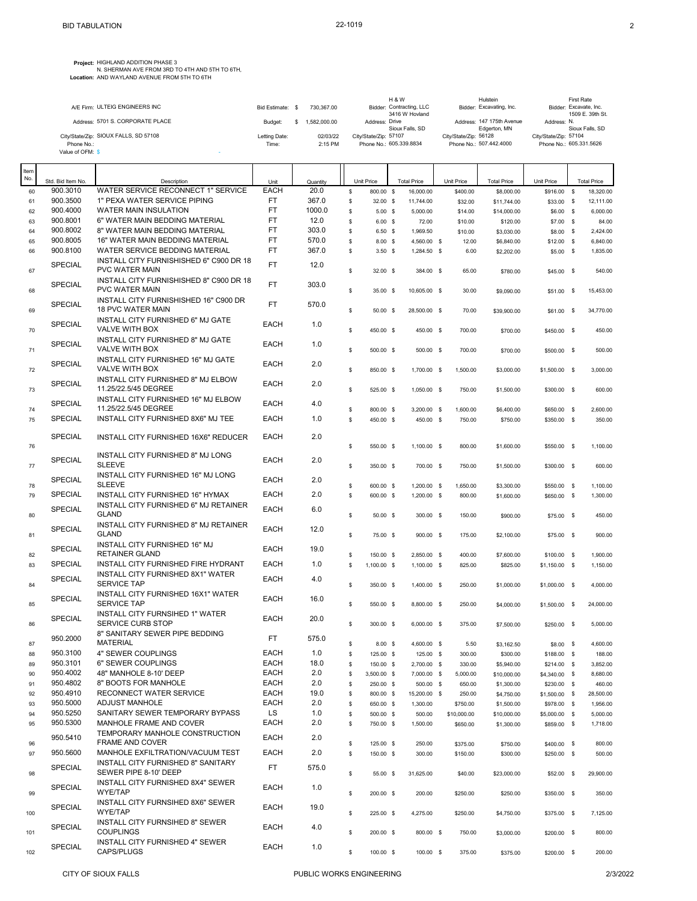BID TABULATION 22-1019

**Project:** HIGHLAND ADDITION PHASE 3
N. SHERMAN AVE FROM 3RD TO 4TH AND 5TH TO 6TH,
**Location:** AND WAYLAND AVENUE FROM 5TH TO 6TH

| | | | | | | | | |
|---|---|---|---|---|---|---|---|---|
| A/E Firm: | ULTEIG ENGINEERS INC | Bid Estimate: | $ 730,367.00 | Bidder: | H & W Contracting, LLC | Bidder: | Hulstein Excavating, Inc. | Bidder: First Rate Excavate, Inc. |
| Address: | 5701 S. CORPORATE PLACE | Budget: | $ 1,582,000.00 | Address: | 3416 W Hovland Drive | Address: | 147 175th Avenue | Address: 1509 E. 39th St. N. |
| City/State/Zip: | SIOUX FALLS, SD 57108 | Letting Date: | 02/03/22 | City/State/Zip: | Sioux Falls, SD 57107 | City/State/Zip: | Edgerton, MN 56128 | City/State/Zip: Sioux Falls, SD 57104 |
| Phone No.: | | Time: | 2:15 PM | Phone No.: | 605.339.8834 | Phone No.: | 507.442.4000 | Phone No.: 605.331.5626 |
| Value of OFM: | $ - | | | | | | | |

| Item No. | Std. Bid Item No. | Description | Unit | Quantity | H & W Unit Price | H & W Total Price | Hulstein Unit Price | Hulstein Total Price | First Rate Unit Price | First Rate Total Price |
|---|---|---|---|---|---|---|---|---|---|---|
| 60 | 900.3010 | WATER SERVICE RECONNECT 1" SERVICE | EACH | 20.0 | $ 800.00 | $ 16,000.00 | $400.00 | $8,000.00 | $916.00 | $ 18,320.00 |
| 61 | 900.3500 | 1" PEXA WATER SERVICE PIPING | FT | 367.0 | $ 32.00 | $ 11,744.00 | $32.00 | $11,744.00 | $33.00 | $ 12,111.00 |
| 62 | 900.4000 | WATER MAIN INSULATION | FT | 1000.0 | $ 5.00 | $ 5,000.00 | $14.00 | $14,000.00 | $6.00 | $ 6,000.00 |
| 63 | 900.8001 | 6" WATER MAIN BEDDING MATERIAL | FT | 12.0 | $ 6.00 | $ 72.00 | $10.00 | $120.00 | $7.00 | $ 84.00 |
| 64 | 900.8002 | 8" WATER MAIN BEDDING MATERIAL | FT | 303.0 | $ 6.50 | $ 1,969.50 | $10.00 | $3,030.00 | $8.00 | $ 2,424.00 |
| 65 | 900.8005 | 16" WATER MAIN BEDDING MATERIAL | FT | 570.0 | $ 8.00 | $ 4,560.00 | $ 12.00 | $6,840.00 | $12.00 | $ 6,840.00 |
| 66 | 900.8100 | WATER SERVICE BEDDING MATERIAL | FT | 367.0 | $ 3.50 | $ 1,284.50 | $ 6.00 | $2,202.00 | $5.00 | $ 1,835.00 |
| 67 | SPECIAL | INSTALL CITY FURNISHISHED 6" C900 DR 18 PVC WATER MAIN | FT | 12.0 | $ 32.00 | $ 384.00 | $ 65.00 | $780.00 | $45.00 | $ 540.00 |
| 68 | SPECIAL | INSTALL CITY FURNISHISHED 8" C900 DR 18 PVC WATER MAIN | FT | 303.0 | $ 35.00 | $ 10,605.00 | $ 30.00 | $9,090.00 | $51.00 | $ 15,453.00 |
| 69 | SPECIAL | INSTALL CITY FURNISHISHED 16" C900 DR 18 PVC WATER MAIN | FT | 570.0 | $ 50.00 | $ 28,500.00 | $ 70.00 | $39,900.00 | $61.00 | $ 34,770.00 |
| 70 | SPECIAL | INSTALL CITY FURNISHED 6" MJ GATE VALVE WITH BOX | EACH | 1.0 | $ 450.00 | $ 450.00 | $ 700.00 | $700.00 | $450.00 | $ 450.00 |
| 71 | SPECIAL | INSTALL CITY FURNISHED 8" MJ GATE VALVE WITH BOX | EACH | 1.0 | $ 500.00 | $ 500.00 | $ 700.00 | $700.00 | $500.00 | $ 500.00 |
| 72 | SPECIAL | INSTALL CITY FURNISHED 16" MJ GATE VALVE WITH BOX | EACH | 2.0 | $ 850.00 | $ 1,700.00 | $ 1,500.00 | $3,000.00 | $1,500.00 | $ 3,000.00 |
| 73 | SPECIAL | INSTALL CITY FURNISHED 8" MJ ELBOW 11.25/22.5/45 DEGREE | EACH | 2.0 | $ 525.00 | $ 1,050.00 | $ 750.00 | $1,500.00 | $300.00 | $ 600.00 |
| 74 | SPECIAL | INSTALL CITY FURNISHED 16" MJ ELBOW 11.25/22.5/45 DEGREE | EACH | 4.0 | $ 800.00 | $ 3,200.00 | $ 1,600.00 | $6,400.00 | $650.00 | $ 2,600.00 |
| 75 | SPECIAL | INSTALL CITY FURNISHED 8X6" MJ TEE | EACH | 1.0 | $ 450.00 | $ 450.00 | $ 750.00 | $750.00 | $350.00 | $ 350.00 |
| 76 | SPECIAL | INSTALL CITY FURNISHED 16X6" REDUCER | EACH | 2.0 | $ 550.00 | $ 1,100.00 | $ 800.00 | $1,600.00 | $550.00 | $ 1,100.00 |
| 77 | SPECIAL | INSTALL CITY FURNISHED 8" MJ LONG SLEEVE | EACH | 2.0 | $ 350.00 | $ 700.00 | $ 750.00 | $1,500.00 | $300.00 | $ 600.00 |
| 78 | SPECIAL | INSTALL CITY FURNISHED 16" MJ LONG SLEEVE | EACH | 2.0 | $ 600.00 | $ 1,200.00 | $ 1,650.00 | $3,300.00 | $550.00 | $ 1,100.00 |
| 79 | SPECIAL | INSTALL CITY FURNISHED 16" HYMAX | EACH | 2.0 | $ 600.00 | $ 1,200.00 | $ 800.00 | $1,600.00 | $650.00 | $ 1,300.00 |
| 80 | SPECIAL | INSTALL CITY FURNISHED 6" MJ RETAINER GLAND | EACH | 6.0 | $ 50.00 | $ 300.00 | $ 150.00 | $900.00 | $75.00 | $ 450.00 |
| 81 | SPECIAL | INSTALL CITY FURNISHED 8" MJ RETAINER GLAND | EACH | 12.0 | $ 75.00 | $ 900.00 | $ 175.00 | $2,100.00 | $75.00 | $ 900.00 |
| 82 | SPECIAL | INSTALL CITY FURNISHED 16" MJ RETAINER GLAND | EACH | 19.0 | $ 150.00 | $ 2,850.00 | $ 400.00 | $7,600.00 | $100.00 | $ 1,900.00 |
| 83 | SPECIAL | INSTALL CITY FURNISHED FIRE HYDRANT | EACH | 1.0 | $ 1,100.00 | $ 1,100.00 | $ 825.00 | $825.00 | $1,150.00 | $ 1,150.00 |
| 84 | SPECIAL | INSTALL CITY FURNISHED 8X1" WATER SERVICE TAP | EACH | 4.0 | $ 350.00 | $ 1,400.00 | $ 250.00 | $1,000.00 | $1,000.00 | $ 4,000.00 |
| 85 | SPECIAL | INSTALL CITY FURNISHED 16X1" WATER SERVICE TAP | EACH | 16.0 | $ 550.00 | $ 8,800.00 | $ 250.00 | $4,000.00 | $1,500.00 | $ 24,000.00 |
| 86 | SPECIAL | INSTALL CITY FURNSIHED 1" WATER SERVICE CURB STOP | EACH | 20.0 | $ 300.00 | $ 6,000.00 | $ 375.00 | $7,500.00 | $250.00 | $ 5,000.00 |
| 87 | 950.2000 | 8" SANITARY SEWER PIPE BEDDING MATERIAL | FT | 575.0 | $ 8.00 | $ 4,600.00 | $ 5.50 | $3,162.50 | $8.00 | $ 4,600.00 |
| 88 | 950.3100 | 4" SEWER COUPLINGS | EACH | 1.0 | $ 125.00 | $ 125.00 | $ 300.00 | $300.00 | $188.00 | $ 188.00 |
| 89 | 950.3101 | 6" SEWER COUPLINGS | EACH | 18.0 | $ 150.00 | $ 2,700.00 | $ 330.00 | $5,940.00 | $214.00 | $ 3,852.00 |
| 90 | 950.4002 | 48" MANHOLE 8-10' DEEP | EACH | 2.0 | $ 3,500.00 | $ 7,000.00 | $ 5,000.00 | $10,000.00 | $4,340.00 | $ 8,680.00 |
| 91 | 950.4802 | 8" BOOTS FOR MANHOLE | EACH | 2.0 | $ 250.00 | $ 500.00 | $ 650.00 | $1,300.00 | $230.00 | $ 460.00 |
| 92 | 950.4910 | RECONNECT WATER SERVICE | EACH | 19.0 | $ 800.00 | $ 15,200.00 | $ 250.00 | $4,750.00 | $1,500.00 | $ 28,500.00 |
| 93 | 950.5000 | ADJUST MANHOLE | EACH | 2.0 | $ 650.00 | $ 1,300.00 | $750.00 | $1,500.00 | $978.00 | $ 1,956.00 |
| 94 | 950.5250 | SANITARY SEWER TEMPORARY BYPASS | LS | 1.0 | $ 500.00 | $ 500.00 | $10,000.00 | $10,000.00 | $5,000.00 | $ 5,000.00 |
| 95 | 950.5300 | MANHOLE FRAME AND COVER | EACH | 2.0 | $ 750.00 | $ 1,500.00 | $650.00 | $1,300.00 | $859.00 | $ 1,718.00 |
| 96 | 950.5410 | TEMPORARY MANHOLE CONSTRUCTION FRAME AND COVER | EACH | 2.0 | $ 125.00 | $ 250.00 | $375.00 | $750.00 | $400.00 | $ 800.00 |
| 97 | 950.5600 | MANHOLE EXFILTRATION/VACUUM TEST | EACH | 2.0 | $ 150.00 | $ 300.00 | $150.00 | $300.00 | $250.00 | $ 500.00 |
| 98 | SPECIAL | INSTALL CITY FURNISHED 8" SANITARY SEWER PIPE 8-10' DEEP | FT | 575.0 | $ 55.00 | $ 31,625.00 | $40.00 | $23,000.00 | $52.00 | $ 29,900.00 |
| 99 | SPECIAL | INSTALL CITY FURNISHED 8X4" SEWER WYE/TAP | EACH | 1.0 | $ 200.00 | $ 200.00 | $250.00 | $250.00 | $350.00 | $ 350.00 |
| 100 | SPECIAL | INSTALL CITY FURNSIHED 8X6" SEWER WYE/TAP | EACH | 19.0 | $ 225.00 | $ 4,275.00 | $250.00 | $4,750.00 | $375.00 | $ 7,125.00 |
| 101 | SPECIAL | INSTALL CITY FURNSIHED 8" SEWER COUPLINGS | EACH | 4.0 | $ 200.00 | $ 800.00 | $ 750.00 | $3,000.00 | $200.00 | $ 800.00 |
| 102 | SPECIAL | INSTALL CITY FURNISHED 4" SEWER CAPS/PLUGS | EACH | 1.0 | $ 100.00 | $ 100.00 | $ 375.00 | $375.00 | $200.00 | $ 200.00 |

CITY OF SIOUX FALLS PUBLIC WORKS ENGINEERING 2/3/2022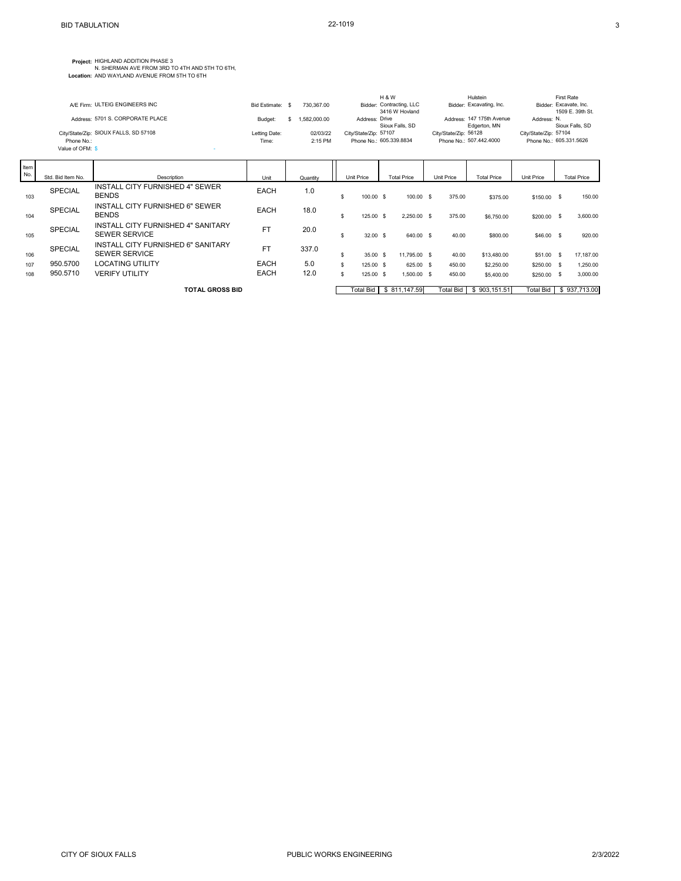BID TABULATION

22-1019

**Project:** HIGHLAND ADDITION PHASE 3
**Location:** N. SHERMAN AVE FROM 3RD TO 4TH AND 5TH TO 6TH, AND WAYLAND AVENUE FROM 5TH TO 6TH

A/E Firm: ULTEIG ENGINEERS INC
Address: 5701 S. CORPORATE PLACE
City/State/Zip: SIOUX FALLS, SD 57108
Phone No.:
Value of OFM: $ -

Bid Estimate: $ 730,367.00
Budget: $ 1,582,000.00
Letting Date: 02/03/22
Time: 2:15 PM

Bidder: H & W Contracting, LLC
Address: 3416 W Hovland Drive
City/State/Zip: Sioux Falls, SD 57107
Phone No.: 605.339.8834

Bidder: Hulstein Excavating, Inc.
Address: 147 175th Avenue
City/State/Zip: Edgerton, MN 56128
Phone No.: 507.442.4000

Bidder: First Rate Excavate, Inc.
Address: 1509 E. 39th St. N.
City/State/Zip: Sioux Falls, SD 57104
Phone No.: 605.331.5626

| Item No. | Std. Bid Item No. | Description | Unit | Quantity | H & W Unit Price | H & W Total Price | Hulstein Unit Price | Hulstein Total Price | First Rate Unit Price | First Rate Total Price |
|---|---|---|---|---|---|---|---|---|---|---|
| 103 | SPECIAL | INSTALL CITY FURNISHED 4" SEWER BENDS | EACH | 1.0 | $ 100.00 | $ 100.00 | $ 375.00 | $375.00 | $150.00 | $ 150.00 |
| 104 | SPECIAL | INSTALL CITY FURNISHED 6" SEWER BENDS | EACH | 18.0 | $ 125.00 | $ 2,250.00 | $ 375.00 | $6,750.00 | $200.00 | $ 3,600.00 |
| 105 | SPECIAL | INSTALL CITY FURNISHED 4" SANITARY SEWER SERVICE | FT | 20.0 | $ 32.00 | $ 640.00 | $ 40.00 | $800.00 | $46.00 | $ 920.00 |
| 106 | SPECIAL | INSTALL CITY FURNISHED 6" SANITARY SEWER SERVICE | FT | 337.0 | $ 35.00 | $ 11,795.00 | $ 40.00 | $13,480.00 | $51.00 | $ 17,187.00 |
| 107 | 950.5700 | LOCATING UTILITY | EACH | 5.0 | $ 125.00 | $ 625.00 | $ 450.00 | $2,250.00 | $250.00 | $ 1,250.00 |
| 108 | 950.5710 | VERIFY UTILITY | EACH | 12.0 | $ 125.00 | $ 1,500.00 | $ 450.00 | $5,400.00 | $250.00 | $ 3,000.00 |
| | | **TOTAL GROSS BID** | | | Total Bid | $ 811,147.59 | Total Bid | $ 903,151.51 | Total Bid | $ 937,713.00 |